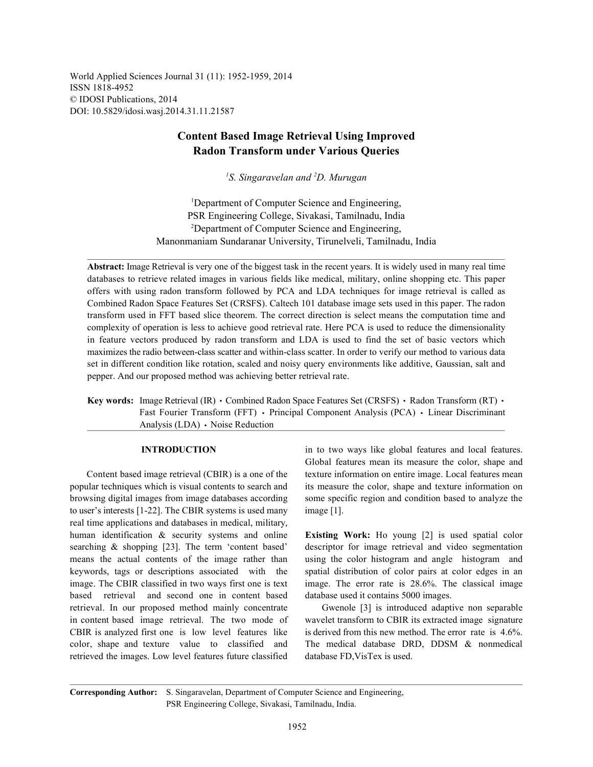World Applied Sciences Journal 31 (11): 1952-1959, 2014
ISSN 1818-4952
© IDOSI Publications, 2014
DOI: 10.5829/idosi.wasj.2014.31.11.21587

# Content Based Image Retrieval Using Improved Radon Transform under Various Queries

[1]S. Singaravelan and [2]D. Murugan

[1]Department of Computer Science and Engineering, PSR Engineering College, Sivakasi, Tamilnadu, India
[2]Department of Computer Science and Engineering, Manonmaniam Sundaranar University, Tirunelveli, Tamilnadu, India

**Abstract:** Image Retrieval is very one of the biggest task in the recent years. It is widely used in many real time databases to retrieve related images in various fields like medical, military, online shopping etc. This paper offers with using radon transform followed by PCA and LDA techniques for image retrieval is called as Combined Radon Space Features Set (CRSFS). Caltech 101 database image sets used in this paper. The radon transform used in FFT based slice theorem. The correct direction is select means the computation time and complexity of operation is less to achieve good retrieval rate. Here PCA is used to reduce the dimensionality in feature vectors produced by radon transform and LDA is used to find the set of basic vectors which maximizes the radio between-class scatter and within-class scatter. In order to verify our method to various data set in different condition like rotation, scaled and noisy query environments like additive, Gaussian, salt and pepper. And our proposed method was achieving better retrieval rate.

**Key words:** Image Retrieval (IR) • Combined Radon Space Features Set (CRSFS) • Radon Transform (RT) • Fast Fourier Transform (FFT) • Principal Component Analysis (PCA) • Linear Discriminant Analysis (LDA) • Noise Reduction

## INTRODUCTION

Content based image retrieval (CBIR) is a one of the popular techniques which is visual contents to search and browsing digital images from image databases according to user's interests [1-22]. The CBIR systems is used many real time applications and databases in medical, military, human identification & security systems and online searching & shopping [23]. The term 'content based' means the actual contents of the image rather than keywords, tags or descriptions associated with the image. The CBIR classified in two ways first one is text based retrieval and second one in content based retrieval. In our proposed method mainly concentrate in content based image retrieval. The two mode of CBIR is analyzed first one is low level features like color, shape and texture value to classified and retrieved the images. Low level features future classified in to two ways like global features and local features. Global features mean its measure the color, shape and texture information on entire image. Local features mean its measure the color, shape and texture information on some specific region and condition based to analyze the image [1].

**Existing Work:** Ho young [2] is used spatial color descriptor for image retrieval and video segmentation using the color histogram and angle histogram and spatial distribution of color pairs at color edges in an image. The error rate is 28.6%. The classical image database used it contains 5000 images.

Gwenole [3] is introduced adaptive non separable wavelet transform to CBIR its extracted image signature is derived from this new method. The error rate is 4.6%. The medical database DRD, DDSM & nonmedical database FD,VisTex is used.

**Corresponding Author:** S. Singaravelan, Department of Computer Science and Engineering, PSR Engineering College, Sivakasi, Tamilnadu, India.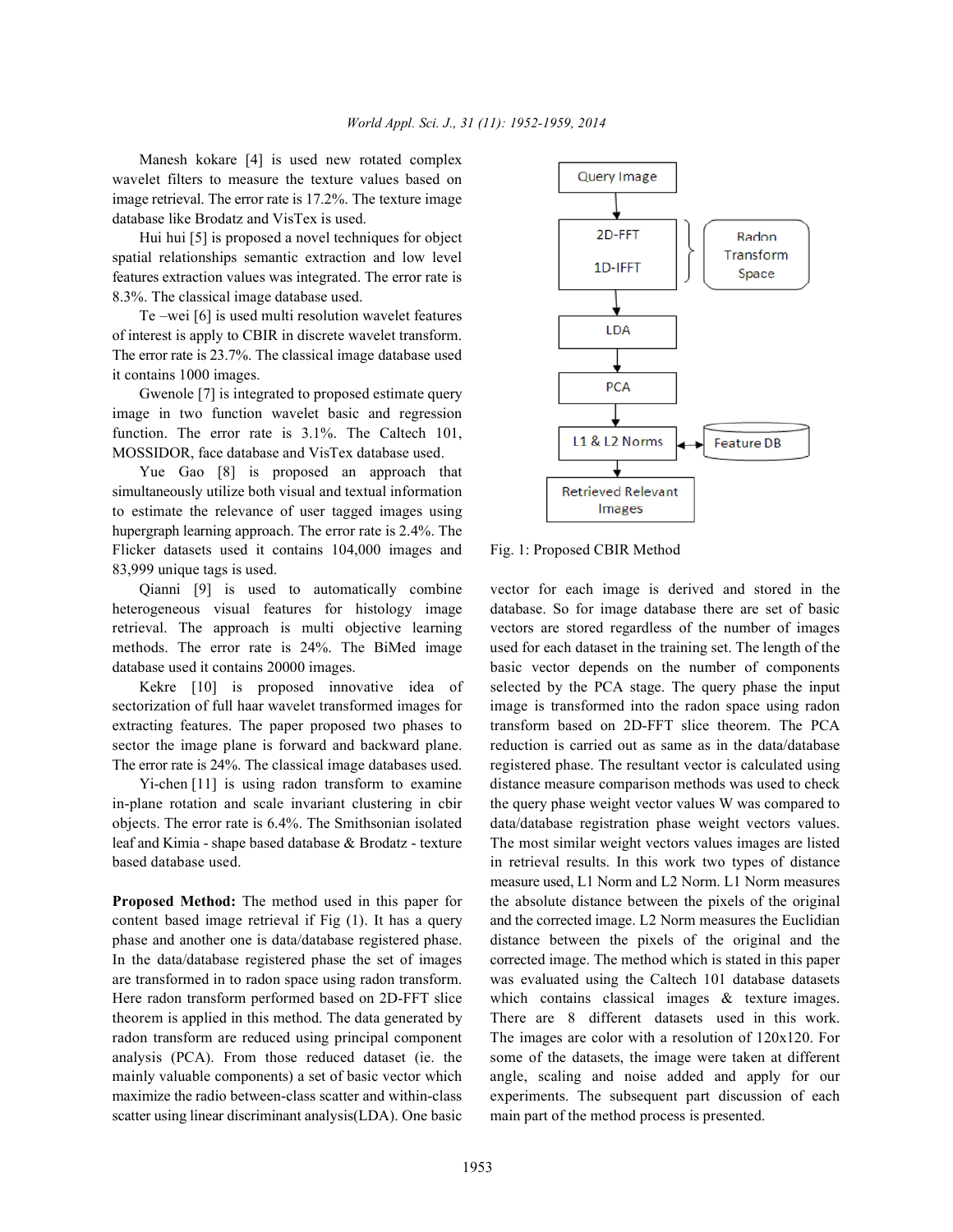Manesh kokare [4] is used new rotated complex wavelet filters to measure the texture values based on image retrieval. The error rate is 17.2%. The texture image database like Brodatz and VisTex is used.

Hui hui [5] is proposed a novel techniques for object spatial relationships semantic extraction and low level features extraction values was integrated. The error rate is 8.3%. The classical image database used.

Te –wei [6] is used multi resolution wavelet features of interest is apply to CBIR in discrete wavelet transform. The error rate is 23.7%. The classical image database used it contains 1000 images.

Gwenole [7] is integrated to proposed estimate query image in two function wavelet basic and regression function. The error rate is 3.1%. The Caltech 101, MOSSIDOR, face database and VisTex database used.

Yue Gao [8] is proposed an approach that simultaneously utilize both visual and textual information to estimate the relevance of user tagged images using hupergraph learning approach. The error rate is 2.4%. The Flicker datasets used it contains 104,000 images and 83,999 unique tags is used.

Qianni [9] is used to automatically combine heterogeneous visual features for histology image retrieval. The approach is multi objective learning methods. The error rate is 24%. The BiMed image database used it contains 20000 images.

Kekre [10] is proposed innovative idea of sectorization of full haar wavelet transformed images for extracting features. The paper proposed two phases to sector the image plane is forward and backward plane. The error rate is 24%. The classical image databases used.

Yi-chen [11] is using radon transform to examine in-plane rotation and scale invariant clustering in cbir objects. The error rate is 6.4%. The Smithsonian isolated leaf and Kimia - shape based database & Brodatz - texture based database used.

**Proposed Method:** The method used in this paper for content based image retrieval if Fig (1). It has a query phase and another one is data/database registered phase. In the data/database registered phase the set of images are transformed in to radon space using radon transform. Here radon transform performed based on 2D-FFT slice theorem is applied in this method. The data generated by radon transform are reduced using principal component analysis (PCA). From those reduced dataset (ie. the mainly valuable components) a set of basic vector which maximize the radio between-class scatter and within-class scatter using linear discriminant analysis(LDA). One basic vector for each image is derived and stored in the database. So for image database there are set of basic vectors are stored regardless of the number of images used for each dataset in the training set. The length of the basic vector depends on the number of components selected by the PCA stage. The query phase the input image is transformed into the radon space using radon transform based on 2D-FFT slice theorem. The PCA reduction is carried out as same as in the data/database registered phase. The resultant vector is calculated using distance measure comparison methods was used to check the query phase weight vector values W was compared to data/database registration phase weight vectors values. The most similar weight vectors values images are listed in retrieval results. In this work two types of distance measure used, L1 Norm and L2 Norm. L1 Norm measures the absolute distance between the pixels of the original and the corrected image. L2 Norm measures the Euclidian distance between the pixels of the original and the corrected image. The method which is stated in this paper was evaluated using the Caltech 101 database datasets which contains classical images & texture images. There are 8 different datasets used in this work. The images are color with a resolution of 120x120. For some of the datasets, the image were taken at different angle, scaling and noise added and apply for our experiments. The subsequent part discussion of each main part of the method process is presented.

Query Image → 2D-FFT / 1D-IFFT (Radon Transform Space) → LDA → PCA → L1 & L2 Norms ↔ Feature DB → Retrieved Relevant Images

Fig. 1: Proposed CBIR Method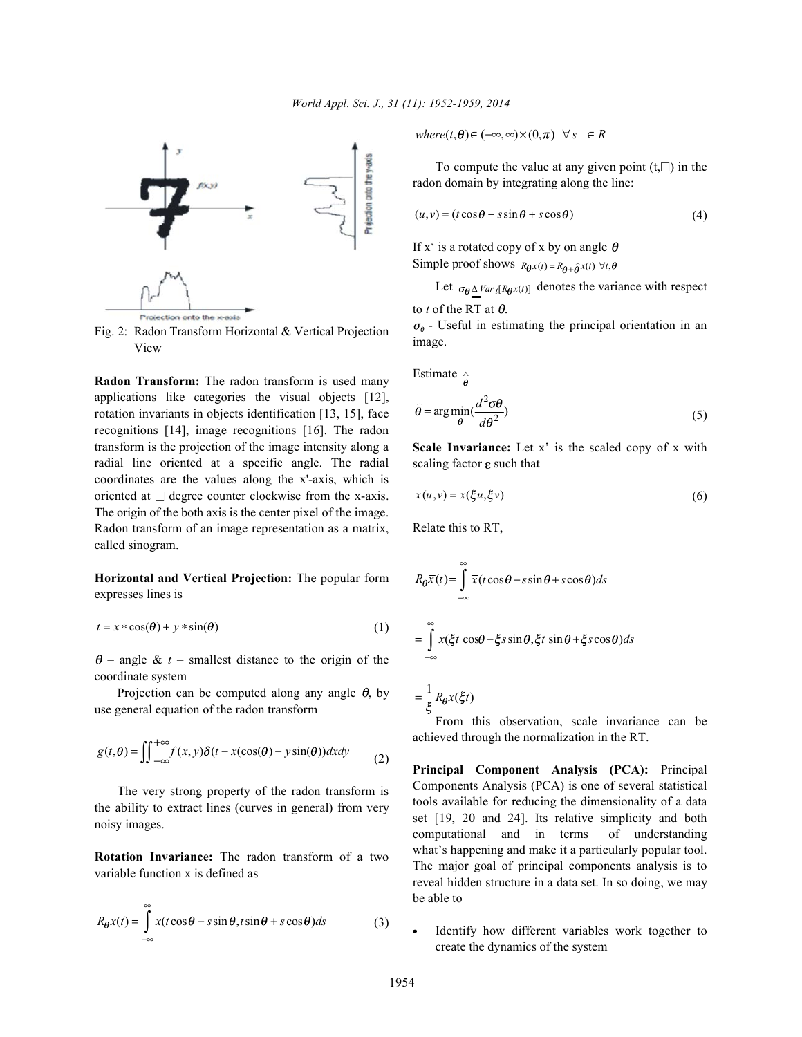Fig. 2: Radon Transform Horizontal & Vertical Projection View

**Radon Transform:** The radon transform is used many applications like categories the visual objects [12], rotation invariants in objects identification [13, 15], face recognitions [14], image recognitions [16]. The radon transform is the projection of the image intensity along a radial line oriented at a specific angle. The radial coordinates are the values along the x'-axis, which is oriented at  degree counter clockwise from the x-axis. The origin of the both axis is the center pixel of the image. Radon transform of an image representation as a matrix, called sinogram.

**Horizontal and Vertical Projection:** The popular form expresses lines is

$$t = x * \cos(\theta) + y * \sin(\theta) \tag{1}$$

$\theta$ – angle & $t$ – smallest distance to the origin of the coordinate system

Projection can be computed along any angle $\theta$, by use general equation of the radon transform

$$g(t,\theta) = \iint_{-\infty}^{+\infty} f(x,y)\delta(t - x(\cos(\theta) - y\sin(\theta))dxdy \tag{2}$$

The very strong property of the radon transform is the ability to extract lines (curves in general) from very noisy images.

**Rotation Invariance:** The radon transform of a two variable function x is defined as

$$R_\theta x(t) = \int_{-\infty}^{\infty} x(t\cos\theta - s\sin\theta, t\sin\theta + s\cos\theta)ds \tag{3}$$

$$where (t,\theta) \in (-\infty,\infty) \times (0,\pi) \quad \forall s \in R$$

To compute the value at any given point (t,) in the radon domain by integrating along the line:

$$(u,v) = (t\cos\theta - s\sin\theta + s\cos\theta) \tag{4}$$

If x' is a rotated copy of x by on angle $\theta$

Simple proof shows $R_\theta \bar{x}(t) = R_{\theta+\hat{\theta}} x(t) \ \forall t,\theta$

Let $\sigma_\theta \underline{\underline{\Delta}} Var_t[R_\theta x(t)]$ denotes the variance with respect to $t$ of the RT at $\theta$.

$\sigma_\theta$ - Useful in estimating the principal orientation in an image.

Estimate $\hat{\theta}$

$$\hat{\theta} = \arg\min_\theta \left(\frac{d^2\sigma\theta}{d\theta^2}\right) \tag{5}$$

**Scale Invariance:** Let x' is the scaled copy of x with scaling factor ε such that

$$\bar{x}(u,v) = x(\xi u, \xi v) \tag{6}$$

Relate this to RT,

$$R_\theta \bar{x}(t) = \int_{-\infty}^{\infty} \bar{x}(t\cos\theta - s\sin\theta + s\cos\theta)ds$$

$$= \int_{-\infty}^{\infty} x(\xi t\cos\theta - \xi s\sin\theta, \xi t\sin\theta + \xi s\cos\theta)ds$$

$$= \frac{1}{\xi} R_\theta x(\xi t)$$

From this observation, scale invariance can be achieved through the normalization in the RT.

**Principal Component Analysis (PCA):** Principal Components Analysis (PCA) is one of several statistical tools available for reducing the dimensionality of a data set [19, 20 and 24]. Its relative simplicity and both computational and in terms of understanding what's happening and make it a particularly popular tool. The major goal of principal components analysis is to reveal hidden structure in a data set. In so doing, we may be able to

- Identify how different variables work together to create the dynamics of the system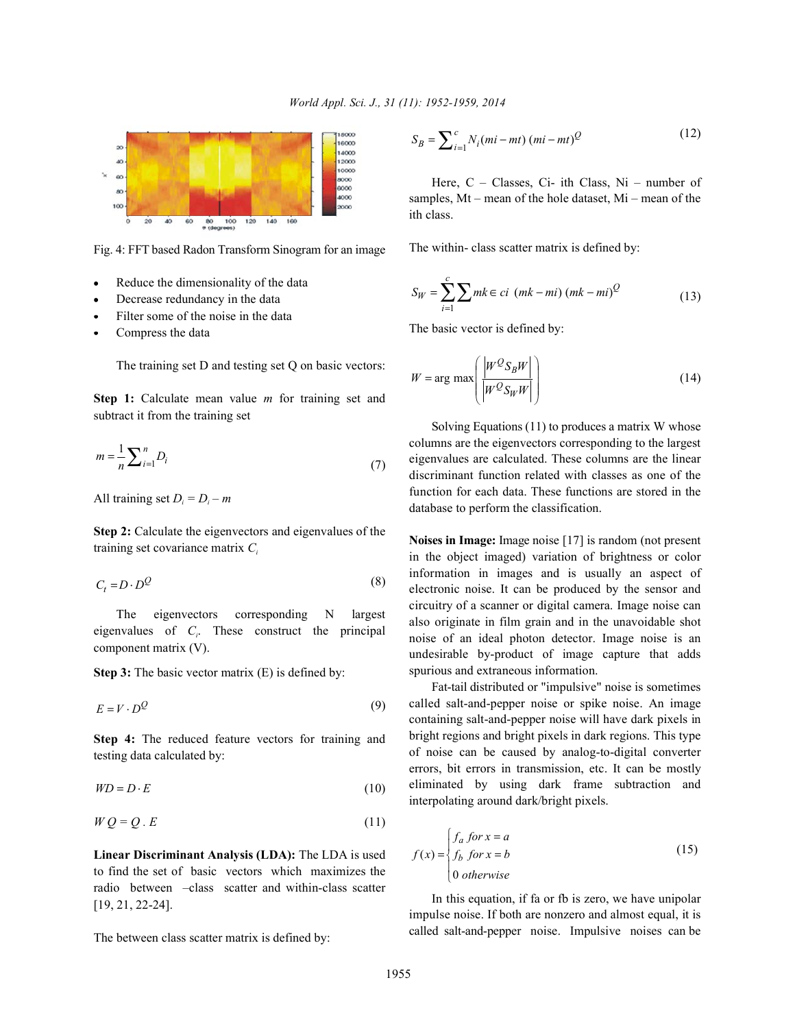Fig. 4: FFT based Radon Transform Sinogram for an image

- Reduce the dimensionality of the data
- Decrease redundancy in the data
- Filter some of the noise in the data
- Compress the data

The training set D and testing set Q on basic vectors:

**Step 1:** Calculate mean value $m$ for training set and subtract it from the training set

$$m = \frac{1}{n}\sum_{i=1}^{n} D_i \tag{7}$$

All training set $D_i = D_i - m$

**Step 2:** Calculate the eigenvectors and eigenvalues of the training set covariance matrix $C_t$

$$C_t = D \cdot D^Q \tag{8}$$

The eigenvectors corresponding N largest eigenvalues of $C_t$. These construct the principal component matrix (V).

**Step 3:** The basic vector matrix (E) is defined by:

$$E = V \cdot D^Q \tag{9}$$

**Step 4:** The reduced feature vectors for training and testing data calculated by:

$$WD = D \cdot E \tag{10}$$

$$W\,Q = Q\,.\,E \tag{11}$$

**Linear Discriminant Analysis (LDA):** The LDA is used to find the set of basic vectors which maximizes the radio between –class scatter and within-class scatter [19, 21, 22-24].

The between class scatter matrix is defined by:

$$S_B = \sum_{i=1}^{c} N_i (mi - mt)\,(mi - mt)^Q \tag{12}$$

Here, C – Classes, Ci- ith Class, Ni – number of samples, Mt – mean of the hole dataset, Mi – mean of the ith class.

The within- class scatter matrix is defined by:

$$S_W = \sum_{i=1}^{c}\sum mk \in ci\;\;(mk - mi)\,(mk - mi)^Q \tag{13}$$

The basic vector is defined by:

$$W = \arg\max\left(\frac{\left|W^Q S_B W\right|}{\left|W^Q S_W W\right|}\right) \tag{14}$$

Solving Equations (11) to produces a matrix W whose columns are the eigenvectors corresponding to the largest eigenvalues are calculated. These columns are the linear discriminant function related with classes as one of the function for each data. These functions are stored in the database to perform the classification.

**Noises in Image:** Image noise [17] is random (not present in the object imaged) variation of brightness or color information in images and is usually an aspect of electronic noise. It can be produced by the sensor and circuitry of a scanner or digital camera. Image noise can also originate in film grain and in the unavoidable shot noise of an ideal photon detector. Image noise is an undesirable by-product of image capture that adds spurious and extraneous information.

Fat-tail distributed or "impulsive" noise is sometimes called salt-and-pepper noise or spike noise. An image containing salt-and-pepper noise will have dark pixels in bright regions and bright pixels in dark regions. This type of noise can be caused by analog-to-digital converter errors, bit errors in transmission, etc. It can be mostly eliminated by using dark frame subtraction and interpolating around dark/bright pixels.

$$f(x) = \begin{cases} f_a \;\; for\; x = a \\ f_b \;\; for\; x = b \\ 0 \;\; otherwise \end{cases} \tag{15}$$

In this equation, if fa or fb is zero, we have unipolar impulse noise. If both are nonzero and almost equal, it is called salt-and-pepper noise. Impulsive noises can be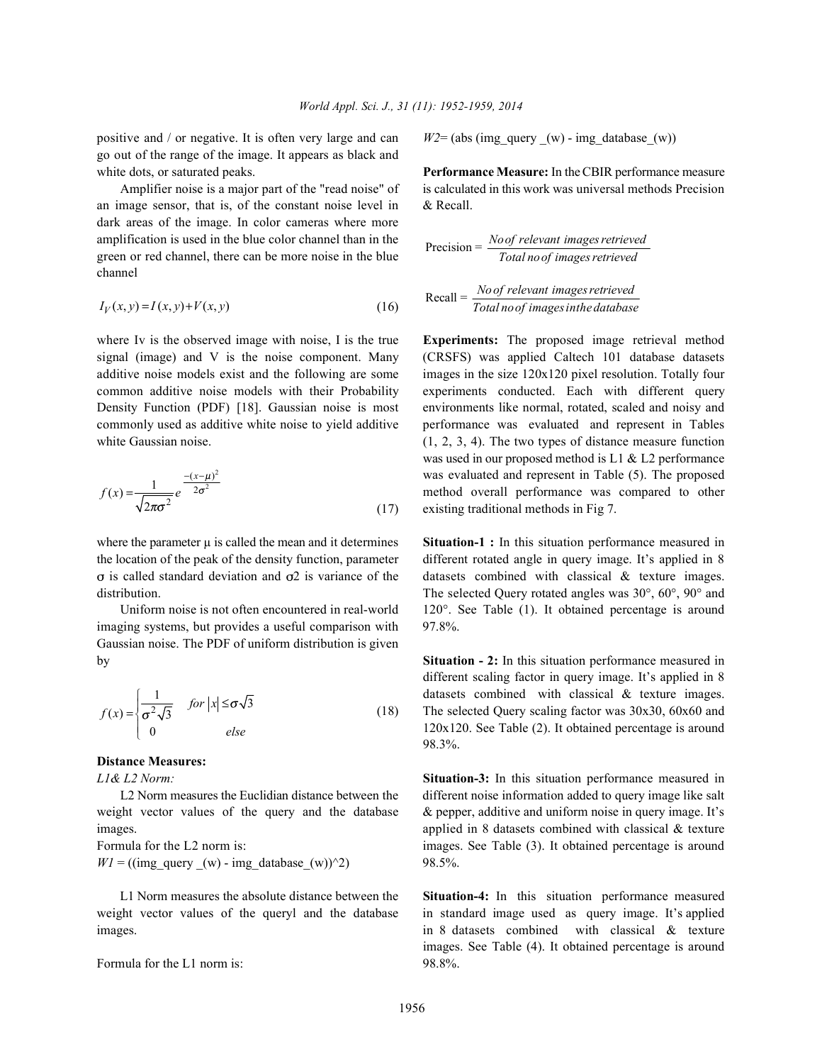positive and / or negative. It is often very large and can go out of the range of the image. It appears as black and white dots, or saturated peaks.

Amplifier noise is a major part of the "read noise" of an image sensor, that is, of the constant noise level in dark areas of the image. In color cameras where more amplification is used in the blue color channel than in the green or red channel, there can be more noise in the blue channel

$$I_V(x,y) = I(x,y) + V(x,y) \tag{16}$$

where Iv is the observed image with noise, I is the true signal (image) and V is the noise component. Many additive noise models exist and the following are some common additive noise models with their Probability Density Function (PDF) [18]. Gaussian noise is most commonly used as additive white noise to yield additive white Gaussian noise.

$$f(x) = \frac{1}{\sqrt{2\pi\sigma^2}} e^{\frac{-(x-\mu)^2}{2\sigma^2}} \tag{17}$$

where the parameter μ is called the mean and it determines the location of the peak of the density function, parameter σ is called standard deviation and σ2 is variance of the distribution.

Uniform noise is not often encountered in real-world imaging systems, but provides a useful comparison with Gaussian noise. The PDF of uniform distribution is given by

$$f(x) = \begin{cases} \frac{1}{\sigma^2\sqrt{3}} & for\ |x| \leq \sigma\sqrt{3} \\ 0 & else \end{cases} \tag{18}$$

**Distance Measures:**

*L1& L2 Norm:*

L2 Norm measures the Euclidian distance between the weight vector values of the query and the database images.

Formula for the L2 norm is:

*W1* = ((img_query _(w) - img_database_(w))^2)

L1 Norm measures the absolute distance between the weight vector values of the queryl and the database images.

Formula for the L1 norm is:

*W2*= (abs (img_query _(w) - img_database_(w))

**Performance Measure:** In the CBIR performance measure is calculated in this work was universal methods Precision & Recall.

$$\text{Precision} = \frac{No\ of\ relevant\ images\ retrieved}{Total\ no\ of\ images\ retrieved}$$

$$\text{Recall} = \frac{No\ of\ relevant\ images\ retrieved}{Total\ no\ of\ images\ in\ the\ database}$$

**Experiments:** The proposed image retrieval method (CRSFS) was applied Caltech 101 database datasets images in the size 120x120 pixel resolution. Totally four experiments conducted. Each with different query environments like normal, rotated, scaled and noisy and performance was evaluated and represent in Tables (1, 2, 3, 4). The two types of distance measure function was used in our proposed method is L1 & L2 performance was evaluated and represent in Table (5). The proposed method overall performance was compared to other existing traditional methods in Fig 7.

**Situation-1 :** In this situation performance measured in different rotated angle in query image. It's applied in 8 datasets combined with classical & texture images. The selected Query rotated angles was 30°, 60°, 90° and 120°. See Table (1). It obtained percentage is around 97.8%.

**Situation - 2:** In this situation performance measured in different scaling factor in query image. It's applied in 8 datasets combined with classical & texture images. The selected Query scaling factor was 30x30, 60x60 and 120x120. See Table (2). It obtained percentage is around 98.3%.

**Situation-3:** In this situation performance measured in different noise information added to query image like salt & pepper, additive and uniform noise in query image. It's applied in 8 datasets combined with classical & texture images. See Table (3). It obtained percentage is around 98.5%.

**Situation-4:** In this situation performance measured in standard image used as query image. It's applied in 8 datasets combined with classical & texture images. See Table (4). It obtained percentage is around 98.8%.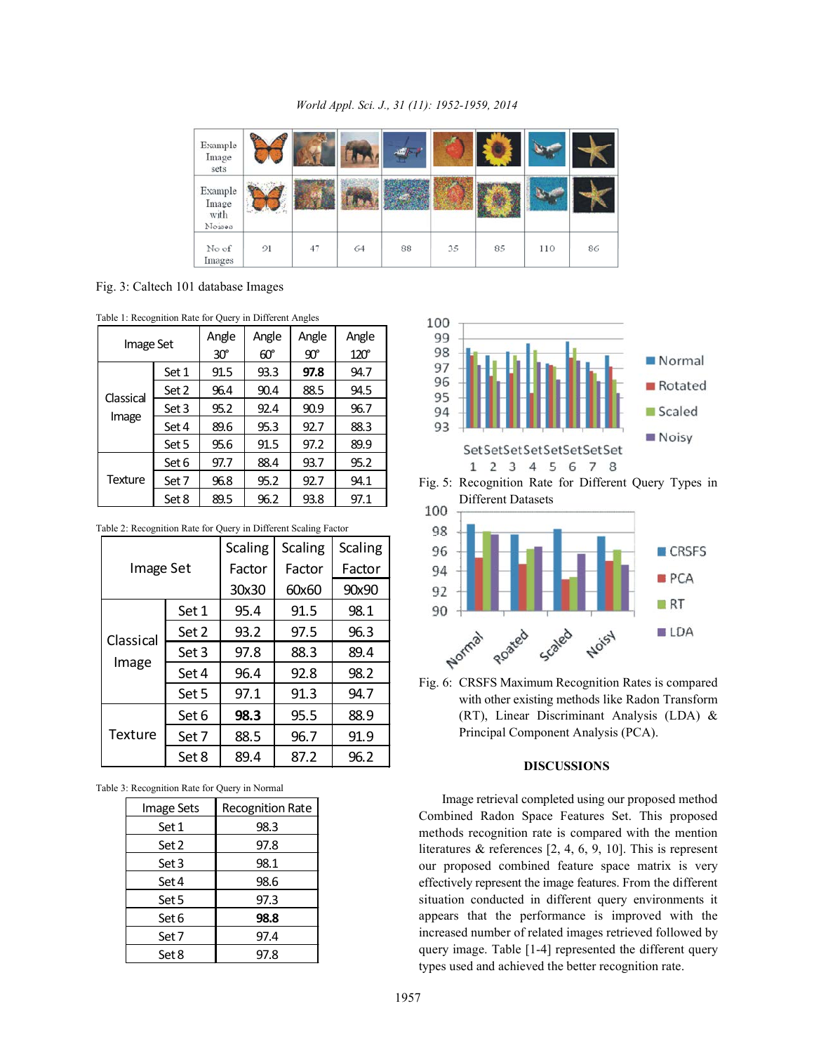| Example Image sets | | | | | | | | |
|---|---|---|---|---|---|---|---|---|
| Example Image with Noises | | | | | | | | |
| No of Images | 91 | 47 | 64 | 88 | 35 | 85 | 110 | 86 |

Fig. 3: Caltech 101 database Images

Table 1: Recognition Rate for Query in Different Angles

| Image Set | | Angle 30° | Angle 60° | Angle 90° | Angle 120° |
|---|---|---|---|---|---|
| Classical Image | Set 1 | 91.5 | 93.3 | **97.8** | 94.7 |
| | Set 2 | 96.4 | 90.4 | 88.5 | 94.5 |
| | Set 3 | 95.2 | 92.4 | 90.9 | 96.7 |
| | Set 4 | 89.6 | 95.3 | 92.7 | 88.3 |
| | Set 5 | 95.6 | 91.5 | 97.2 | 89.9 |
| Texture | Set 6 | 97.7 | 88.4 | 93.7 | 95.2 |
| | Set 7 | 96.8 | 95.2 | 92.7 | 94.1 |
| | Set 8 | 89.5 | 96.2 | 93.8 | 97.1 |

Table 2: Recognition Rate for Query in Different Scaling Factor

| Image Set | | Scaling Factor 30x30 | Scaling Factor 60x60 | Scaling Factor 90x90 |
|---|---|---|---|---|
| Classical Image | Set 1 | 95.4 | 91.5 | 98.1 |
| | Set 2 | 93.2 | 97.5 | 96.3 |
| | Set 3 | 97.8 | 88.3 | 89.4 |
| | Set 4 | 96.4 | 92.8 | 98.2 |
| | Set 5 | 97.1 | 91.3 | 94.7 |
| Texture | Set 6 | **98.3** | 95.5 | 88.9 |
| | Set 7 | 88.5 | 96.7 | 91.9 |
| | Set 8 | 89.4 | 87.2 | 96.2 |

Table 3: Recognition Rate for Query in Normal

| Image Sets | Recognition Rate |
|---|---|
| Set 1 | 98.3 |
| Set 2 | 97.8 |
| Set 3 | 98.1 |
| Set 4 | 98.6 |
| Set 5 | 97.3 |
| Set 6 | **98.8** |
| Set 7 | 97.4 |
| Set 8 | 97.8 |

Fig. 5: Recognition Rate for Different Query Types in Different Datasets

Fig. 6: CRSFS Maximum Recognition Rates is compared with other existing methods like Radon Transform (RT), Linear Discriminant Analysis (LDA) & Principal Component Analysis (PCA).

## DISCUSSIONS

Image retrieval completed using our proposed method Combined Radon Space Features Set. This proposed methods recognition rate is compared with the mention literatures & references [2, 4, 6, 9, 10]. This is represent our proposed combined feature space matrix is very effectively represent the image features. From the different situation conducted in different query environments it appears that the performance is improved with the increased number of related images retrieved followed by query image. Table [1-4] represented the different query types used and achieved the better recognition rate.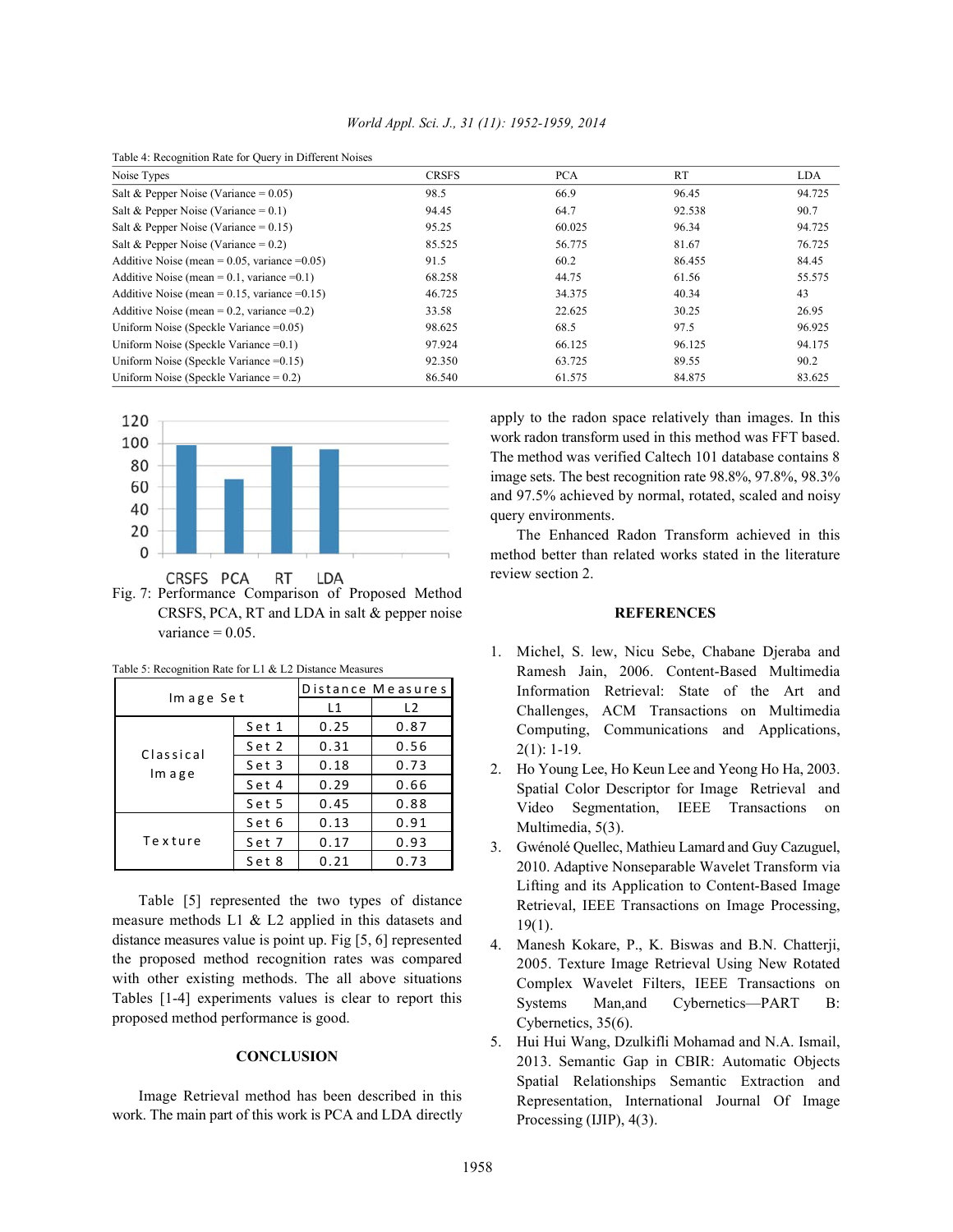Table 4: Recognition Rate for Query in Different Noises

| Noise Types | CRSFS | PCA | RT | LDA |
|---|---|---|---|---|
| Salt & Pepper Noise (Variance = 0.05) | 98.5 | 66.9 | 96.45 | 94.725 |
| Salt & Pepper Noise (Variance = 0.1) | 94.45 | 64.7 | 92.538 | 90.7 |
| Salt & Pepper Noise (Variance = 0.15) | 95.25 | 60.025 | 96.34 | 94.725 |
| Salt & Pepper Noise (Variance = 0.2) | 85.525 | 56.775 | 81.67 | 76.725 |
| Additive Noise (mean = 0.05, variance =0.05) | 91.5 | 60.2 | 86.455 | 84.45 |
| Additive Noise (mean = 0.1, variance =0.1) | 68.258 | 44.75 | 61.56 | 55.575 |
| Additive Noise (mean = 0.15, variance =0.15) | 46.725 | 34.375 | 40.34 | 43 |
| Additive Noise (mean = 0.2, variance =0.2) | 33.58 | 22.625 | 30.25 | 26.95 |
| Uniform Noise (Speckle Variance =0.05) | 98.625 | 68.5 | 97.5 | 96.925 |
| Uniform Noise (Speckle Variance =0.1) | 97.924 | 66.125 | 96.125 | 94.175 |
| Uniform Noise (Speckle Variance =0.15) | 92.350 | 63.725 | 89.55 | 90.2 |
| Uniform Noise (Speckle Variance = 0.2) | 86.540 | 61.575 | 84.875 | 83.625 |

Fig. 7: Performance Comparison of Proposed Method CRSFS, PCA, RT and LDA in salt & pepper noise variance = 0.05.

Table 5: Recognition Rate for L1 & L2 Distance Measures

| Image Set | | Distance Measures | |
|---|---|---|---|
| | | L1 | L2 |
| Classical Image | Set 1 | 0.25 | 0.87 |
| | Set 2 | 0.31 | 0.56 |
| | Set 3 | 0.18 | 0.73 |
| | Set 4 | 0.29 | 0.66 |
| | Set 5 | 0.45 | 0.88 |
| Texture | Set 6 | 0.13 | 0.91 |
| | Set 7 | 0.17 | 0.93 |
| | Set 8 | 0.21 | 0.73 |

Table [5] represented the two types of distance measure methods L1 & L2 applied in this datasets and distance measures value is point up. Fig [5, 6] represented the proposed method recognition rates was compared with other existing methods. The all above situations Tables [1-4] experiments values is clear to report this proposed method performance is good.

## CONCLUSION

Image Retrieval method has been described in this work. The main part of this work is PCA and LDA directly apply to the radon space relatively than images. In this work radon transform used in this method was FFT based. The method was verified Caltech 101 database contains 8 image sets. The best recognition rate 98.8%, 97.8%, 98.3% and 97.5% achieved by normal, rotated, scaled and noisy query environments.

The Enhanced Radon Transform achieved in this method better than related works stated in the literature review section 2.

## REFERENCES

1. Michel, S. lew, Nicu Sebe, Chabane Djeraba and Ramesh Jain, 2006. Content-Based Multimedia Information Retrieval: State of the Art and Challenges, ACM Transactions on Multimedia Computing, Communications and Applications, 2(1): 1-19.
2. Ho Young Lee, Ho Keun Lee and Yeong Ho Ha, 2003. Spatial Color Descriptor for Image Retrieval and Video Segmentation, IEEE Transactions on Multimedia, 5(3).
3. Gwénolé Quellec, Mathieu Lamard and Guy Cazuguel, 2010. Adaptive Nonseparable Wavelet Transform via Lifting and its Application to Content-Based Image Retrieval, IEEE Transactions on Image Processing, 19(1).
4. Manesh Kokare, P., K. Biswas and B.N. Chatterji, 2005. Texture Image Retrieval Using New Rotated Complex Wavelet Filters, IEEE Transactions on Systems Man,and Cybernetics—PART B: Cybernetics, 35(6).
5. Hui Hui Wang, Dzulkifli Mohamad and N.A. Ismail, 2013. Semantic Gap in CBIR: Automatic Objects Spatial Relationships Semantic Extraction and Representation, International Journal Of Image Processing (IJIP), 4(3).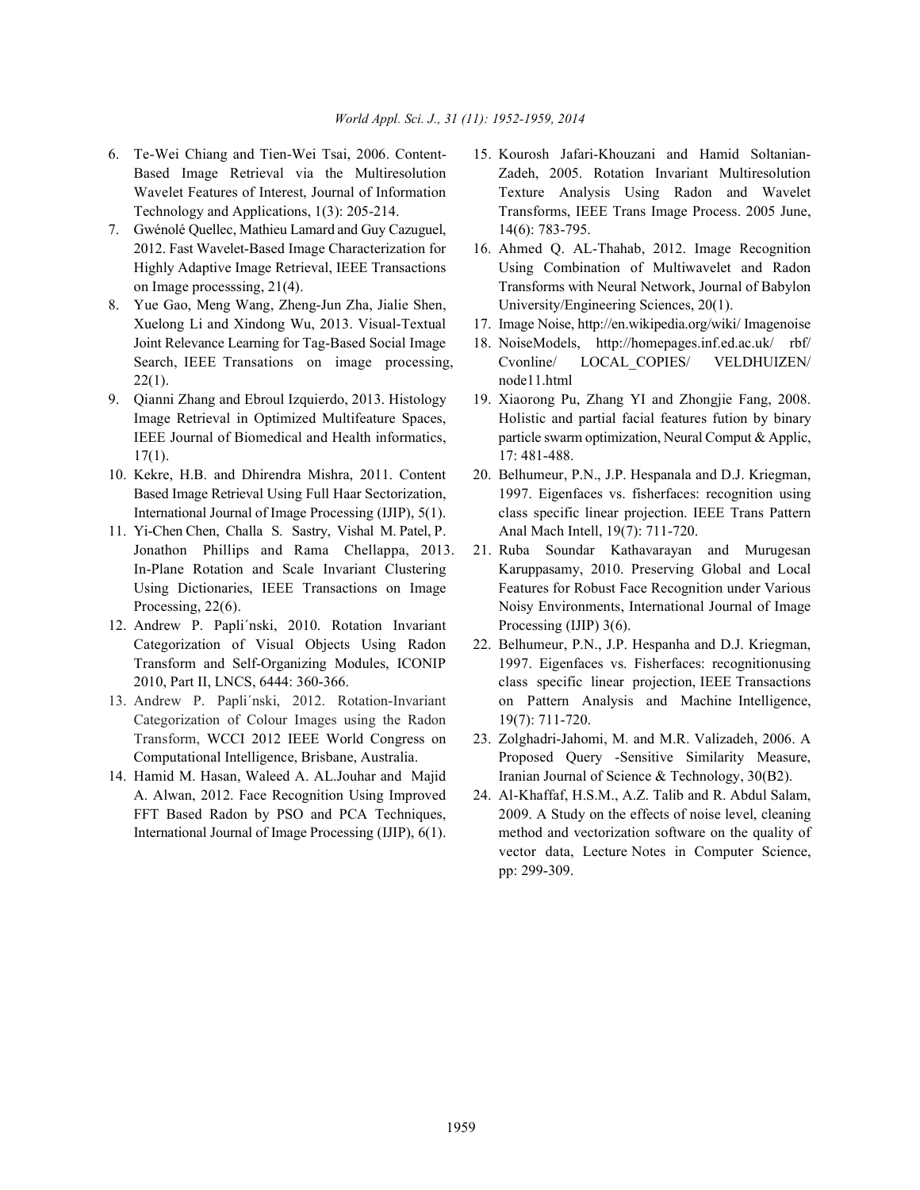6. Te-Wei Chiang and Tien-Wei Tsai, 2006. Content-Based Image Retrieval via the Multiresolution Wavelet Features of Interest, Journal of Information Technology and Applications, 1(3): 205-214.
7. Gwénolé Quellec, Mathieu Lamard and Guy Cazuguel, 2012. Fast Wavelet-Based Image Characterization for Highly Adaptive Image Retrieval, IEEE Transactions on Image processsing, 21(4).
8. Yue Gao, Meng Wang, Zheng-Jun Zha, Jialie Shen, Xuelong Li and Xindong Wu, 2013. Visual-Textual Joint Relevance Learning for Tag-Based Social Image Search, IEEE Transations on image processing, 22(1).
9. Qianni Zhang and Ebroul Izquierdo, 2013. Histology Image Retrieval in Optimized Multifeature Spaces, IEEE Journal of Biomedical and Health informatics, 17(1).
10. Kekre, H.B. and Dhirendra Mishra, 2011. Content Based Image Retrieval Using Full Haar Sectorization, International Journal of Image Processing (IJIP), 5(1).
11. Yi-Chen Chen, Challa S. Sastry, Vishal M. Patel, P. Jonathon Phillips and Rama Chellappa, 2013. In-Plane Rotation and Scale Invariant Clustering Using Dictionaries, IEEE Transactions on Image Processing, 22(6).
12. Andrew P. Papli´nski, 2010. Rotation Invariant Categorization of Visual Objects Using Radon Transform and Self-Organizing Modules, ICONIP 2010, Part II, LNCS, 6444: 360-366.
13. Andrew P. Papli´nski, 2012. Rotation-Invariant Categorization of Colour Images using the Radon Transform, WCCI 2012 IEEE World Congress on Computational Intelligence, Brisbane, Australia.
14. Hamid M. Hasan, Waleed A. AL.Jouhar and Majid A. Alwan, 2012. Face Recognition Using Improved FFT Based Radon by PSO and PCA Techniques, International Journal of Image Processing (IJIP), 6(1).
15. Kourosh Jafari-Khouzani and Hamid Soltanian-Zadeh, 2005. Rotation Invariant Multiresolution Texture Analysis Using Radon and Wavelet Transforms, IEEE Trans Image Process. 2005 June, 14(6): 783-795.
16. Ahmed Q. AL-Thahab, 2012. Image Recognition Using Combination of Multiwavelet and Radon Transforms with Neural Network, Journal of Babylon University/Engineering Sciences, 20(1).
17. Image Noise, http://en.wikipedia.org/wiki/ Imagenoise
18. NoiseModels, http://homepages.inf.ed.ac.uk/ rbf/ Cvonline/ LOCAL_COPIES/ VELDHUIZEN/ node11.html
19. Xiaorong Pu, Zhang YI and Zhongjie Fang, 2008. Holistic and partial facial features fution by binary particle swarm optimization, Neural Comput & Applic, 17: 481-488.
20. Belhumeur, P.N., J.P. Hespanala and D.J. Kriegman, 1997. Eigenfaces vs. fisherfaces: recognition using class specific linear projection. IEEE Trans Pattern Anal Mach Intell, 19(7): 711-720.
21. Ruba Soundar Kathavarayan and Murugesan Karuppasamy, 2010. Preserving Global and Local Features for Robust Face Recognition under Various Noisy Environments, International Journal of Image Processing (IJIP) 3(6).
22. Belhumeur, P.N., J.P. Hespanha and D.J. Kriegman, 1997. Eigenfaces vs. Fisherfaces: recognitionusing class specific linear projection, IEEE Transactions on Pattern Analysis and Machine Intelligence, 19(7): 711-720.
23. Zolghadri-Jahomi, M. and M.R. Valizadeh, 2006. A Proposed Query -Sensitive Similarity Measure, Iranian Journal of Science & Technology, 30(B2).
24. Al-Khaffaf, H.S.M., A.Z. Talib and R. Abdul Salam, 2009. A Study on the effects of noise level, cleaning method and vectorization software on the quality of vector data, Lecture Notes in Computer Science, pp: 299-309.